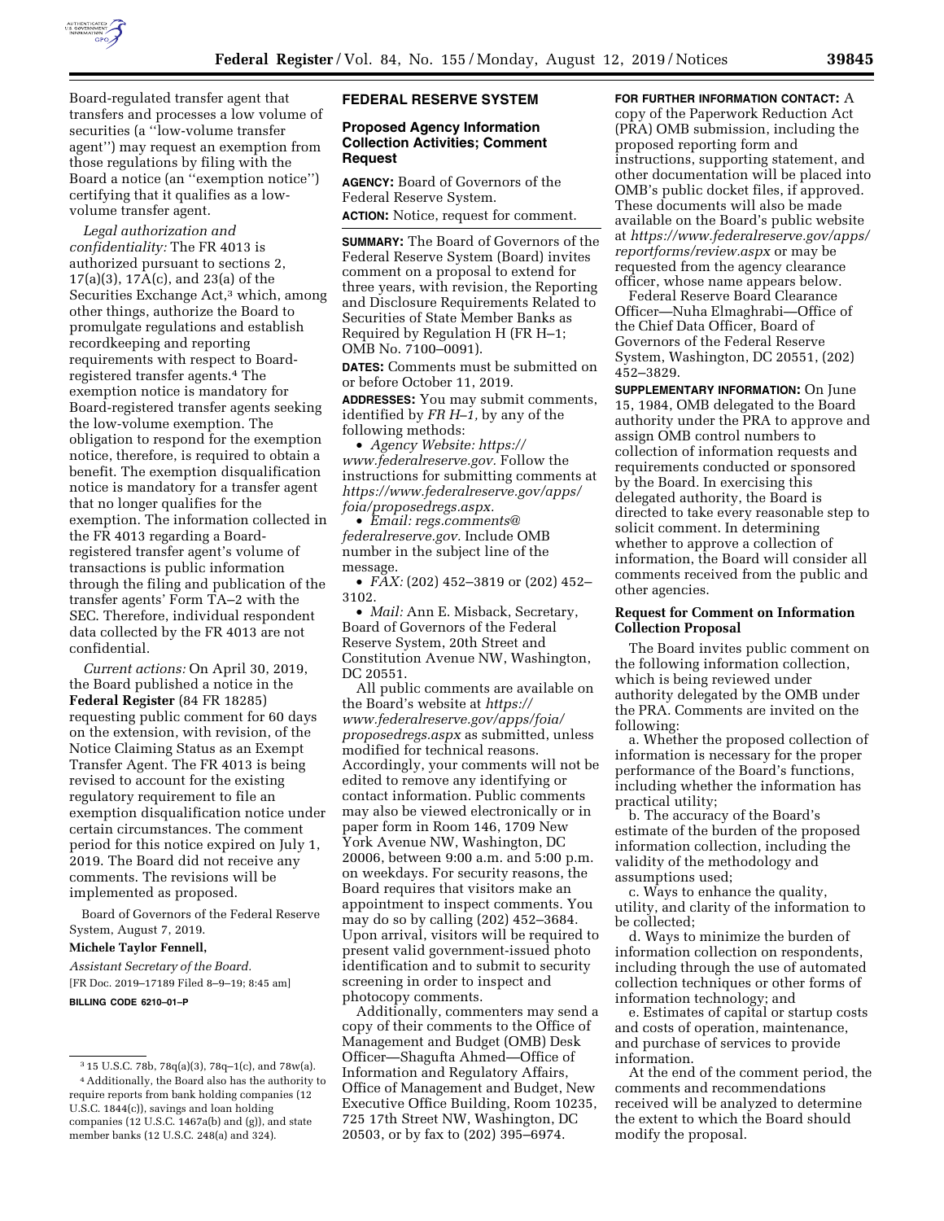Board-regulated transfer agent that transfers and processes a low volume of securities (a ''low-volume transfer agent'') may request an exemption from those regulations by filing with the Board a notice (an ''exemption notice'') certifying that it qualifies as a low-volume transfer agent.

*Legal authorization and confidentiality:* The FR 4013 is authorized pursuant to sections 2, 17(a)(3), 17A(c), and 23(a) of the Securities Exchange Act,[3] which, among other things, authorize the Board to promulgate regulations and establish recordkeeping and reporting requirements with respect to Board-registered transfer agents.[4] The exemption notice is mandatory for Board-registered transfer agents seeking the low-volume exemption. The obligation to respond for the exemption notice, therefore, is required to obtain a benefit. The exemption disqualification notice is mandatory for a transfer agent that no longer qualifies for the exemption. The information collected in the FR 4013 regarding a Board-registered transfer agent's volume of transactions is public information through the filing and publication of the transfer agents' Form TA–2 with the SEC. Therefore, individual respondent data collected by the FR 4013 are not confidential.

*Current actions:* On April 30, 2019, the Board published a notice in the **Federal Register** (84 FR 18285) requesting public comment for 60 days on the extension, with revision, of the Notice Claiming Status as an Exempt Transfer Agent. The FR 4013 is being revised to account for the existing regulatory requirement to file an exemption disqualification notice under certain circumstances. The comment period for this notice expired on July 1, 2019. The Board did not receive any comments. The revisions will be implemented as proposed.

Board of Governors of the Federal Reserve System, August 7, 2019.

**Michele Taylor Fennell,**

*Assistant Secretary of the Board.*

[FR Doc. 2019–17189 Filed 8–9–19; 8:45 am]

**BILLING CODE 6210–01–P**

[3] 15 U.S.C. 78b, 78q(a)(3), 78q–1(c), and 78w(a).

[4] Additionally, the Board also has the authority to require reports from bank holding companies (12 U.S.C. 1844(c)), savings and loan holding companies (12 U.S.C. 1467a(b) and (g)), and state member banks (12 U.S.C. 248(a) and 324).

## FEDERAL RESERVE SYSTEM

### Proposed Agency Information Collection Activities; Comment Request

**AGENCY:** Board of Governors of the Federal Reserve System.

**ACTION:** Notice, request for comment.

**SUMMARY:** The Board of Governors of the Federal Reserve System (Board) invites comment on a proposal to extend for three years, with revision, the Reporting and Disclosure Requirements Related to Securities of State Member Banks as Required by Regulation H (FR H–1; OMB No. 7100–0091).

**DATES:** Comments must be submitted on or before October 11, 2019.

**ADDRESSES:** You may submit comments, identified by *FR H–1,* by any of the following methods:

- *Agency Website: https://www.federalreserve.gov.* Follow the instructions for submitting comments at *https://www.federalreserve.gov/apps/foia/proposedregs.aspx.*
- *Email: regs.comments@federalreserve.gov.* Include OMB number in the subject line of the message.
- *FAX:* (202) 452–3819 or (202) 452–3102.
- *Mail:* Ann E. Misback, Secretary, Board of Governors of the Federal Reserve System, 20th Street and Constitution Avenue NW, Washington, DC 20551.

All public comments are available on the Board's website at *https://www.federalreserve.gov/apps/foia/proposedregs.aspx* as submitted, unless modified for technical reasons. Accordingly, your comments will not be edited to remove any identifying or contact information. Public comments may also be viewed electronically or in paper form in Room 146, 1709 New York Avenue NW, Washington, DC 20006, between 9:00 a.m. and 5:00 p.m. on weekdays. For security reasons, the Board requires that visitors make an appointment to inspect comments. You may do so by calling (202) 452–3684. Upon arrival, visitors will be required to present valid government-issued photo identification and to submit to security screening in order to inspect and photocopy comments.

Additionally, commenters may send a copy of their comments to the Office of Management and Budget (OMB) Desk Officer—Shagufta Ahmed—Office of Information and Regulatory Affairs, Office of Management and Budget, New Executive Office Building, Room 10235, 725 17th Street NW, Washington, DC 20503, or by fax to (202) 395–6974.

**FOR FURTHER INFORMATION CONTACT:** A copy of the Paperwork Reduction Act (PRA) OMB submission, including the proposed reporting form and instructions, supporting statement, and other documentation will be placed into OMB's public docket files, if approved. These documents will also be made available on the Board's public website at *https://www.federalreserve.gov/apps/reportforms/review.aspx* or may be requested from the agency clearance officer, whose name appears below.

Federal Reserve Board Clearance Officer—Nuha Elmaghrabi—Office of the Chief Data Officer, Board of Governors of the Federal Reserve System, Washington, DC 20551, (202) 452–3829.

**SUPPLEMENTARY INFORMATION:** On June 15, 1984, OMB delegated to the Board authority under the PRA to approve and assign OMB control numbers to collection of information requests and requirements conducted or sponsored by the Board. In exercising this delegated authority, the Board is directed to take every reasonable step to solicit comment. In determining whether to approve a collection of information, the Board will consider all comments received from the public and other agencies.

### Request for Comment on Information Collection Proposal

The Board invites public comment on the following information collection, which is being reviewed under authority delegated by the OMB under the PRA. Comments are invited on the following:

a. Whether the proposed collection of information is necessary for the proper performance of the Board's functions, including whether the information has practical utility;

b. The accuracy of the Board's estimate of the burden of the proposed information collection, including the validity of the methodology and assumptions used;

c. Ways to enhance the quality, utility, and clarity of the information to be collected;

d. Ways to minimize the burden of information collection on respondents, including through the use of automated collection techniques or other forms of information technology; and

e. Estimates of capital or startup costs and costs of operation, maintenance, and purchase of services to provide information.

At the end of the comment period, the comments and recommendations received will be analyzed to determine the extent to which the Board should modify the proposal.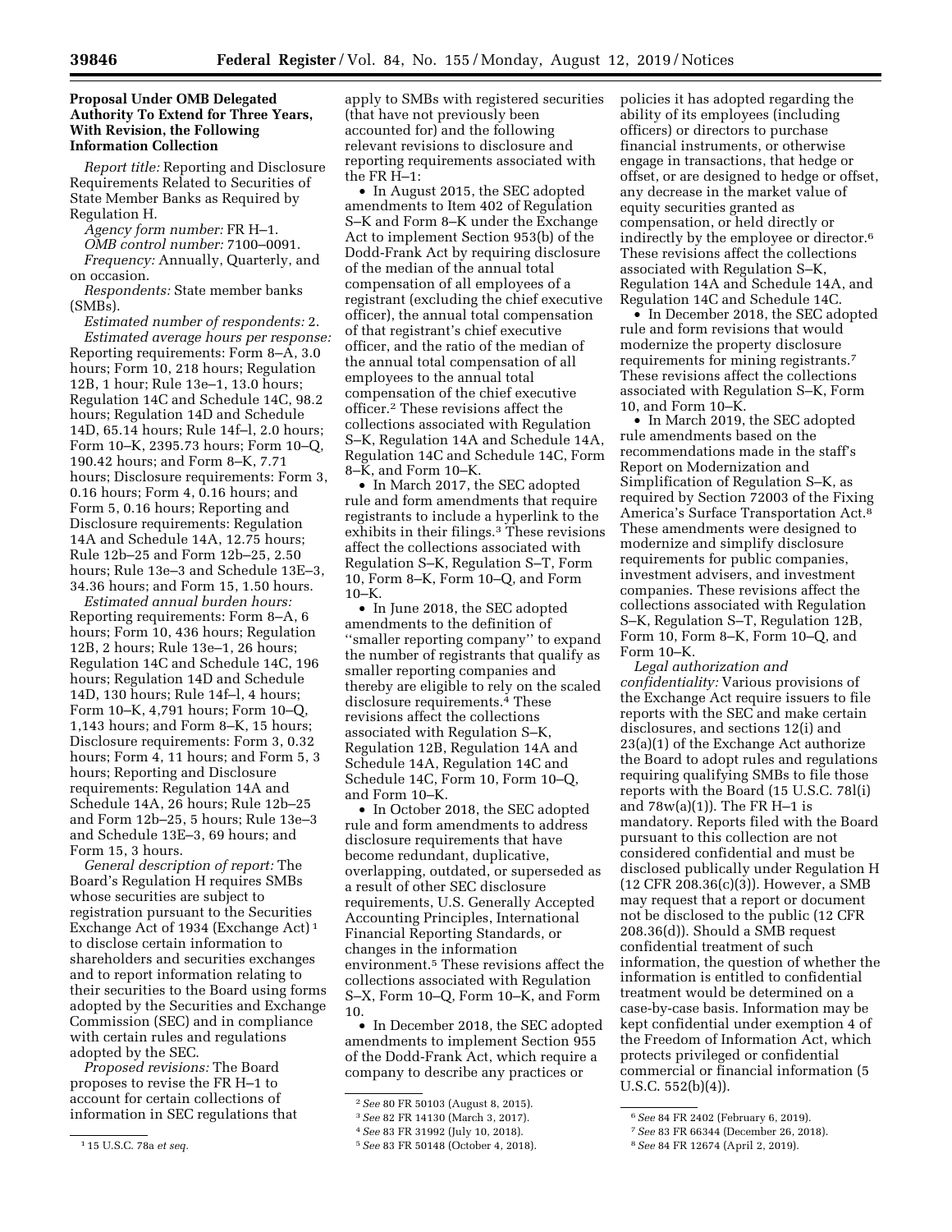**Proposal Under OMB Delegated Authority To Extend for Three Years, With Revision, the Following Information Collection**

*Report title:* Reporting and Disclosure Requirements Related to Securities of State Member Banks as Required by Regulation H.

*Agency form number:* FR H–1.

*OMB control number:* 7100–0091.

*Frequency:* Annually, Quarterly, and on occasion.

*Respondents:* State member banks (SMBs).

*Estimated number of respondents:* 2.

*Estimated average hours per response:* Reporting requirements: Form 8–A, 3.0 hours; Form 10, 218 hours; Regulation 12B, 1 hour; Rule 13e–1, 13.0 hours; Regulation 14C and Schedule 14C, 98.2 hours; Regulation 14D and Schedule 14D, 65.14 hours; Rule 14f–l, 2.0 hours; Form 10–K, 2395.73 hours; Form 10–Q, 190.42 hours; and Form 8–K, 7.71 hours; Disclosure requirements: Form 3, 0.16 hours; Form 4, 0.16 hours; and Form 5, 0.16 hours; Reporting and Disclosure requirements: Regulation 14A and Schedule 14A, 12.75 hours; Rule 12b–25 and Form 12b–25, 2.50 hours; Rule 13e–3 and Schedule 13E–3, 34.36 hours; and Form 15, 1.50 hours.

*Estimated annual burden hours:* Reporting requirements: Form 8–A, 6 hours; Form 10, 436 hours; Regulation 12B, 2 hours; Rule 13e–1, 26 hours; Regulation 14C and Schedule 14C, 196 hours; Regulation 14D and Schedule 14D, 130 hours; Rule 14f–l, 4 hours; Form 10–K, 4,791 hours; Form 10–Q, 1,143 hours; and Form 8–K, 15 hours; Disclosure requirements: Form 3, 0.32 hours; Form 4, 11 hours; and Form 5, 3 hours; Reporting and Disclosure requirements: Regulation 14A and Schedule 14A, 26 hours; Rule 12b–25 and Form 12b–25, 5 hours; Rule 13e–3 and Schedule 13E–3, 69 hours; and Form 15, 3 hours.

*General description of report:* The Board's Regulation H requires SMBs whose securities are subject to registration pursuant to the Securities Exchange Act of 1934 (Exchange Act) [1] to disclose certain information to shareholders and securities exchanges and to report information relating to their securities to the Board using forms adopted by the Securities and Exchange Commission (SEC) and in compliance with certain rules and regulations adopted by the SEC.

*Proposed revisions:* The Board proposes to revise the FR H–1 to account for certain collections of information in SEC regulations that apply to SMBs with registered securities (that have not previously been accounted for) and the following relevant revisions to disclosure and reporting requirements associated with the FR H–1:

- In August 2015, the SEC adopted amendments to Item 402 of Regulation S–K and Form 8–K under the Exchange Act to implement Section 953(b) of the Dodd-Frank Act by requiring disclosure of the median of the annual total compensation of all employees of a registrant (excluding the chief executive officer), the annual total compensation of that registrant's chief executive officer, and the ratio of the median of the annual total compensation of all employees to the annual total compensation of the chief executive officer.[2] These revisions affect the collections associated with Regulation S–K, Regulation 14A and Schedule 14A, Regulation 14C and Schedule 14C, Form 8–K, and Form 10–K.
- In March 2017, the SEC adopted rule and form amendments that require registrants to include a hyperlink to the exhibits in their filings.[3] These revisions affect the collections associated with Regulation S–K, Regulation S–T, Form 10, Form 8–K, Form 10–Q, and Form 10–K.
- In June 2018, the SEC adopted amendments to the definition of ''smaller reporting company'' to expand the number of registrants that qualify as smaller reporting companies and thereby are eligible to rely on the scaled disclosure requirements.[4] These revisions affect the collections associated with Regulation S–K, Regulation 12B, Regulation 14A and Schedule 14A, Regulation 14C and Schedule 14C, Form 10, Form 10–Q, and Form 10–K.
- In October 2018, the SEC adopted rule and form amendments to address disclosure requirements that have become redundant, duplicative, overlapping, outdated, or superseded as a result of other SEC disclosure requirements, U.S. Generally Accepted Accounting Principles, International Financial Reporting Standards, or changes in the information environment.[5] These revisions affect the collections associated with Regulation S–X, Form 10–Q, Form 10–K, and Form 10.
- In December 2018, the SEC adopted amendments to implement Section 955 of the Dodd-Frank Act, which require a company to describe any practices or policies it has adopted regarding the ability of its employees (including officers) or directors to purchase financial instruments, or otherwise engage in transactions, that hedge or offset, or are designed to hedge or offset, any decrease in the market value of equity securities granted as compensation, or held directly or indirectly by the employee or director.[6] These revisions affect the collections associated with Regulation S–K, Regulation 14A and Schedule 14A, and Regulation 14C and Schedule 14C.
- In December 2018, the SEC adopted rule and form revisions that would modernize the property disclosure requirements for mining registrants.[7] These revisions affect the collections associated with Regulation S–K, Form 10, and Form 10–K.
- In March 2019, the SEC adopted rule amendments based on the recommendations made in the staff's Report on Modernization and Simplification of Regulation S–K, as required by Section 72003 of the Fixing America's Surface Transportation Act.[8] These amendments were designed to modernize and simplify disclosure requirements for public companies, investment advisers, and investment companies. These revisions affect the collections associated with Regulation S–K, Regulation S–T, Regulation 12B, Form 10, Form 8–K, Form 10–Q, and Form 10–K.

*Legal authorization and confidentiality:* Various provisions of the Exchange Act require issuers to file reports with the SEC and make certain disclosures, and sections 12(i) and 23(a)(1) of the Exchange Act authorize the Board to adopt rules and regulations requiring qualifying SMBs to file those reports with the Board (15 U.S.C. 78l(i) and 78w(a)(1)). The FR H–1 is mandatory. Reports filed with the Board pursuant to this collection are not considered confidential and must be disclosed publically under Regulation H (12 CFR 208.36(c)(3)). However, a SMB may request that a report or document not be disclosed to the public (12 CFR 208.36(d)). Should a SMB request confidential treatment of such information, the question of whether the information is entitled to confidential treatment would be determined on a case-by-case basis. Information may be kept confidential under exemption 4 of the Freedom of Information Act, which protects privileged or confidential commercial or financial information (5 U.S.C. 552(b)(4)).

---

[1] 15 U.S.C. 78a *et seq.*

[2] *See* 80 FR 50103 (August 8, 2015).

[3] *See* 82 FR 14130 (March 3, 2017).

[4] *See* 83 FR 31992 (July 10, 2018).

[5] *See* 83 FR 50148 (October 4, 2018).

[6] *See* 84 FR 2402 (February 6, 2019).

[7] *See* 83 FR 66344 (December 26, 2018).

[8] *See* 84 FR 12674 (April 2, 2019).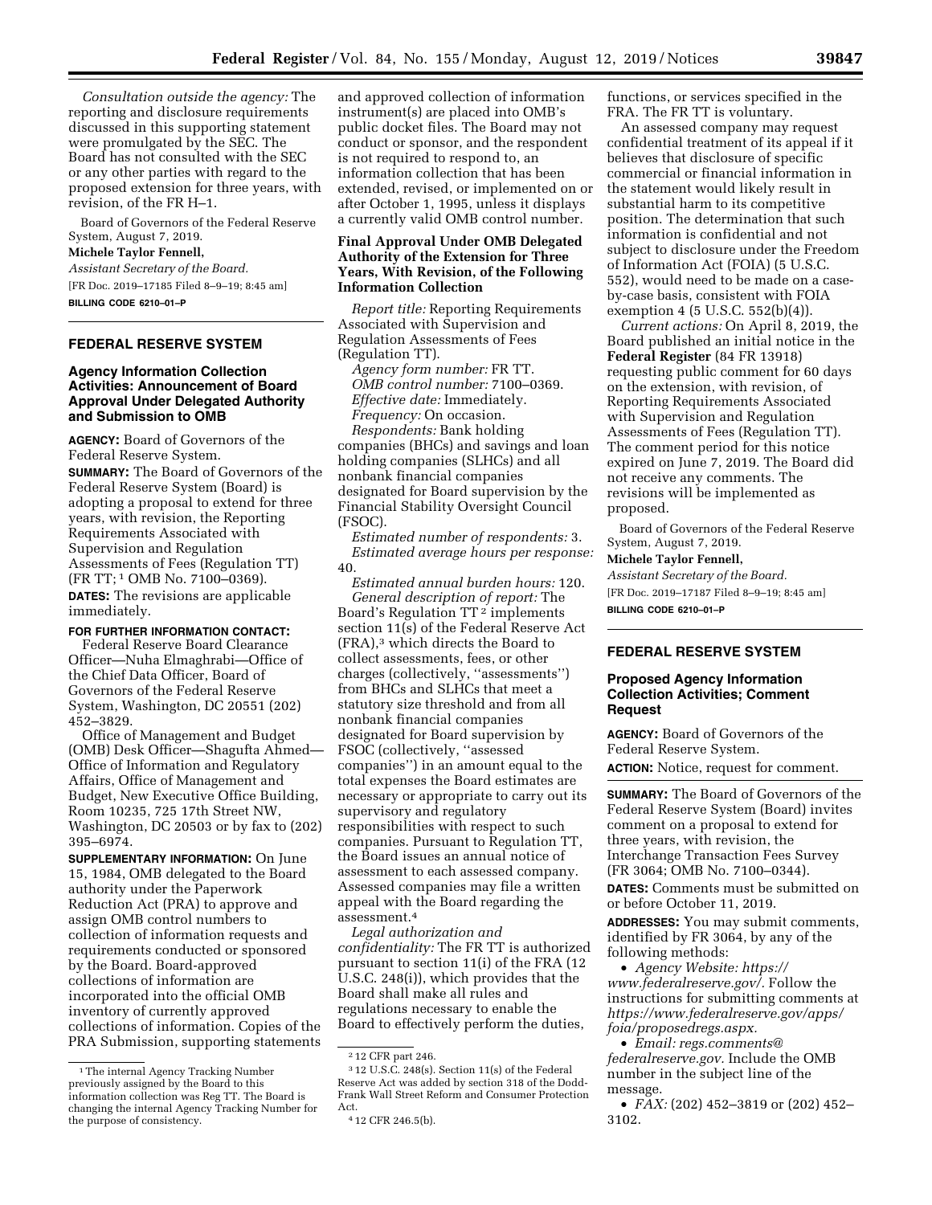*Consultation outside the agency:* The reporting and disclosure requirements discussed in this supporting statement were promulgated by the SEC. The Board has not consulted with the SEC or any other parties with regard to the proposed extension for three years, with revision, of the FR H–1.

Board of Governors of the Federal Reserve System, August 7, 2019.

**Michele Taylor Fennell,**

*Assistant Secretary of the Board.*

[FR Doc. 2019–17185 Filed 8–9–19; 8:45 am]

**BILLING CODE 6210–01–P**

## FEDERAL RESERVE SYSTEM

### Agency Information Collection Activities: Announcement of Board Approval Under Delegated Authority and Submission to OMB

**AGENCY:** Board of Governors of the Federal Reserve System.

**SUMMARY:** The Board of Governors of the Federal Reserve System (Board) is adopting a proposal to extend for three years, with revision, the Reporting Requirements Associated with Supervision and Regulation Assessments of Fees (Regulation TT) (FR TT;[1] OMB No. 7100–0369).

**DATES:** The revisions are applicable immediately.

**FOR FURTHER INFORMATION CONTACT:**

Federal Reserve Board Clearance Officer—Nuha Elmaghrabi—Office of the Chief Data Officer, Board of Governors of the Federal Reserve System, Washington, DC 20551 (202) 452–3829.

Office of Management and Budget (OMB) Desk Officer—Shagufta Ahmed—Office of Information and Regulatory Affairs, Office of Management and Budget, New Executive Office Building, Room 10235, 725 17th Street NW, Washington, DC 20503 or by fax to (202) 395–6974.

**SUPPLEMENTARY INFORMATION:** On June 15, 1984, OMB delegated to the Board authority under the Paperwork Reduction Act (PRA) to approve and assign OMB control numbers to collection of information requests and requirements conducted or sponsored by the Board. Board-approved collections of information are incorporated into the official OMB inventory of currently approved collections of information. Copies of the PRA Submission, supporting statements and approved collection of information instrument(s) are placed into OMB's public docket files. The Board may not conduct or sponsor, and the respondent is not required to respond to, an information collection that has been extended, revised, or implemented on or after October 1, 1995, unless it displays a currently valid OMB control number.

**Final Approval Under OMB Delegated Authority of the Extension for Three Years, With Revision, of the Following Information Collection**

*Report title:* Reporting Requirements Associated with Supervision and Regulation Assessments of Fees (Regulation TT).

*Agency form number:* FR TT.

*OMB control number:* 7100–0369.

*Effective date:* Immediately.

*Frequency:* On occasion.

*Respondents:* Bank holding companies (BHCs) and savings and loan holding companies (SLHCs) and all nonbank financial companies designated for Board supervision by the Financial Stability Oversight Council (FSOC).

*Estimated number of respondents:* 3.

*Estimated average hours per response:* 40.

*Estimated annual burden hours:* 120.

*General description of report:* The Board's Regulation TT[2] implements section 11(s) of the Federal Reserve Act (FRA),[3] which directs the Board to collect assessments, fees, or other charges (collectively, ''assessments'') from BHCs and SLHCs that meet a statutory size threshold and from all nonbank financial companies designated for Board supervision by FSOC (collectively, ''assessed companies'') in an amount equal to the total expenses the Board estimates are necessary or appropriate to carry out its supervisory and regulatory responsibilities with respect to such companies. Pursuant to Regulation TT, the Board issues an annual notice of assessment to each assessed company. Assessed companies may file a written appeal with the Board regarding the assessment.[4]

*Legal authorization and confidentiality:* The FR TT is authorized pursuant to section 11(i) of the FRA (12 U.S.C. 248(i)), which provides that the Board shall make all rules and regulations necessary to enable the Board to effectively perform the duties, functions, or services specified in the FRA. The FR TT is voluntary.

An assessed company may request confidential treatment of its appeal if it believes that disclosure of specific commercial or financial information in the statement would likely result in substantial harm to its competitive position. The determination that such information is confidential and not subject to disclosure under the Freedom of Information Act (FOIA) (5 U.S.C. 552), would need to be made on a case-by-case basis, consistent with FOIA exemption 4 (5 U.S.C. 552(b)(4)).

*Current actions:* On April 8, 2019, the Board published an initial notice in the **Federal Register** (84 FR 13918) requesting public comment for 60 days on the extension, with revision, of Reporting Requirements Associated with Supervision and Regulation Assessments of Fees (Regulation TT). The comment period for this notice expired on June 7, 2019. The Board did not receive any comments. The revisions will be implemented as proposed.

Board of Governors of the Federal Reserve System, August 7, 2019.

**Michele Taylor Fennell,**

*Assistant Secretary of the Board.*

[FR Doc. 2019–17187 Filed 8–9–19; 8:45 am]

**BILLING CODE 6210–01–P**

[1] The internal Agency Tracking Number previously assigned by the Board to this information collection was Reg TT. The Board is changing the internal Agency Tracking Number for the purpose of consistency.

[2] 12 CFR part 246.

[3] 12 U.S.C. 248(s). Section 11(s) of the Federal Reserve Act was added by section 318 of the Dodd-Frank Wall Street Reform and Consumer Protection Act.

[4] 12 CFR 246.5(b).

## FEDERAL RESERVE SYSTEM

### Proposed Agency Information Collection Activities; Comment Request

**AGENCY:** Board of Governors of the Federal Reserve System.

**ACTION:** Notice, request for comment.

**SUMMARY:** The Board of Governors of the Federal Reserve System (Board) invites comment on a proposal to extend for three years, with revision, the Interchange Transaction Fees Survey (FR 3064; OMB No. 7100–0344).

**DATES:** Comments must be submitted on or before October 11, 2019.

**ADDRESSES:** You may submit comments, identified by FR 3064, by any of the following methods:

- *Agency Website: https://www.federalreserve.gov/.* Follow the instructions for submitting comments at *https://www.federalreserve.gov/apps/foia/proposedregs.aspx.*
- *Email: regs.comments@federalreserve.gov.* Include the OMB number in the subject line of the message.
- *FAX:* (202) 452–3819 or (202) 452–3102.